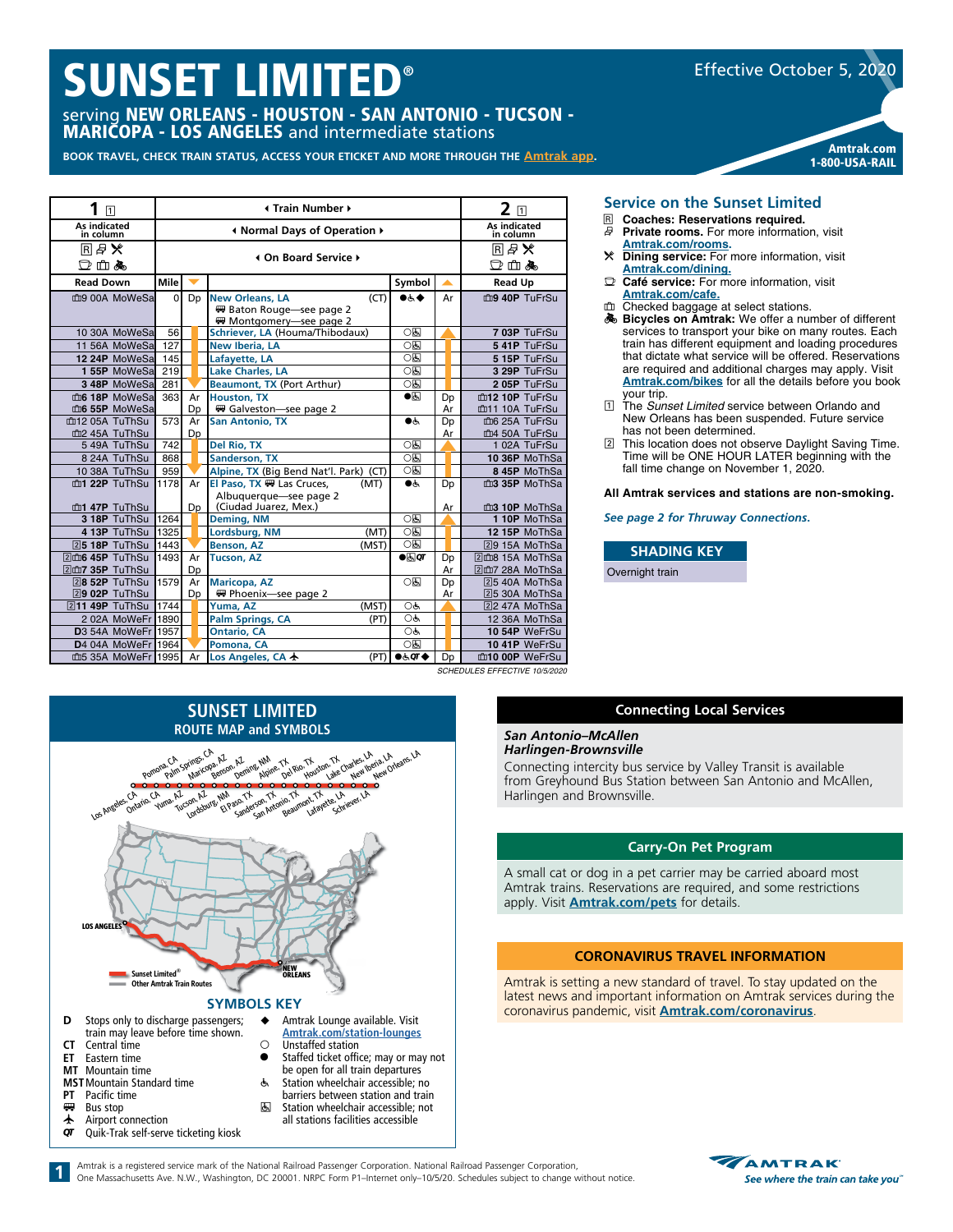# SUNSET LIMITED®

serving **NEW ORLEANS - HOUSTON - SAN ANTONIO - TUCSON - MARICOPA - LOS ANGELES** and intermediate stations

Effective October 5, 2020

**BOOK TRAVEL, CHECK TRAIN STATUS, ACCESS YOUR ETICKET AND MORE THROUGH THE Amtrak app.**

Amtrak.com
1-800-USA-RAIL

| 1 [1] | | | ◂ Train Number ▸ | | | 2 [1] |
|---|---|---|---|---|---|---|
| As indicated in column | | | ◂ Normal Days of Operation ▸ | | | As indicated in column |
| R 🛏 ✕ ☕ 🧳 🚲 | | | ◂ On Board Service ▸ | | | R 🛏 ✕ ☕ 🧳 🚲 |
| Read Down | Mile | ▼ | | Symbol | ▲ | Read Up |
| 🧳9 00A MoWeSa | 0 | Dp | New Orleans, LA (CT) 🚌 Baton Rouge—see page 2 🚌 Montgomery—see page 2 | ●♿◆ | Ar | 🧳9 40P TuFrSu |
| 10 30A MoWeSa | 56 | | Schriever, LA (Houma/Thibodaux) | ○♿ | | 7 03P TuFrSu |
| 11 56A MoWeSa | 127 | | New Iberia, LA | ○♿ | | 5 41P TuFrSu |
| 12 24P MoWeSa | 145 | | Lafayette, LA | ○♿ | | 5 15P TuFrSu |
| 1 55P MoWeSa | 219 | | Lake Charles, LA | ○♿ | | 3 29P TuFrSu |
| 3 48P MoWeSa | 281 | | Beaumont, TX (Port Arthur) | ○♿ | | 2 05P TuFrSu |
| 🧳6 18P MoWeSa | 363 | Ar | Houston, TX | ●♿ | Dp | 🧳12 10P TuFrSu |
| 🧳6 55P MoWeSa | | Dp | 🚌 Galveston—see page 2 | | Ar | 🧳11 10A TuFrSu |
| 🧳12 05A TuThSu | 573 | Ar | San Antonio, TX | ●♿ | Dp | 🧳6 25A TuFrSu |
| 🧳2 45A TuThSu | | Dp | | | Ar | 🧳4 50A TuFrSu |
| 5 49A TuThSu | 742 | | Del Rio, TX | ○♿ | | 1 02A TuFrSu |
| 8 24A TuThSu | 868 | | Sanderson, TX | ○♿ | | 10 36P MoThSa |
| 10 38A TuThSu | 959 | | Alpine, TX (Big Bend Nat'l. Park) (CT) | ○♿ | | 8 45P MoThSa |
| 🧳1 22P TuThSu | 1178 | Ar | El Paso, TX 🚌 Las Cruces, (MT) Albuquerque—see page 2 | ●♿ | Dp | 🧳3 35P MoThSa |
| 🧳1 47P TuThSu | | Dp | (Ciudad Juarez, Mex.) | | Ar | 🧳3 10P MoThSa |
| 3 18P TuThSu | 1264 | | Deming, NM | ○♿ | | 1 10P MoThSa |
| 4 13P TuThSu | 1325 | | Lordsburg, NM (MT) | ○♿ | | 12 15P MoThSa |
| [2]5 18P TuThSu | 1443 | | Benson, AZ (MST) | ○♿ | | [2]9 15A MoThSa |
| [2]🧳6 45P TuThSu | 1493 | Ar | Tucson, AZ | ●♿QT | Dp | [2]🧳8 15A MoThSa |
| [2]🧳7 35P TuThSu | | Dp | | | Ar | [2]🧳7 28A MoThSa |
| [2]8 52P TuThSu | 1579 | Ar | Maricopa, AZ | ○♿ | Dp | [2]5 40A MoThSa |
| [2]9 02P TuThSu | | Dp | 🚌 Phoenix—see page 2 | | Ar | [2]5 30A MoThSa |
| [2]11 49P TuThSu | 1744 | | Yuma, AZ (MST) | ○♿ | | [2]2 47A MoThSa |
| 2 02A MoWeFr | 1890 | | Palm Springs, CA (PT) | ○♿ | | 12 36A MoThSa |
| D3 54A MoWeFr | 1957 | | Ontario, CA | ○♿ | | 10 54P WeFrSu |
| D4 04A MoWeFr | 1964 | | Pomona, CA | ○♿ | | 10 41P WeFrSu |
| 🧳5 35A MoWeFr | 1995 | Ar | Los Angeles, CA ✈ (PT) | ●♿QT◆ | Dp | 🧳10 00P WeFrSu |

SCHEDULES EFFECTIVE 10/5/2020

## Service on the Sunset Limited

- R **Coaches: Reservations required.**
- 🛏 **Private rooms.** For more information, visit Amtrak.com/rooms.
- ✕ **Dining service:** For more information, visit Amtrak.com/dining.
- ☕ **Café service:** For more information, visit Amtrak.com/cafe.
- 🧳 Checked baggage at select stations.
- 🚲 **Bicycles on Amtrak:** We offer a number of different services to transport your bike on many routes. Each train has different equipment and loading procedures that dictate what service will be offered. Reservations are required and additional charges may apply. Visit Amtrak.com/bikes for all the details before you book your trip.
- [1] The *Sunset Limited* service between Orlando and New Orleans has been suspended. Future service has not been determined.
- [2] This location does not observe Daylight Saving Time. Time will be ONE HOUR LATER beginning with the fall time change on November 1, 2020.

**All Amtrak services and stations are non-smoking.**

*See page 2 for Thruway Connections.*

### SHADING KEY

Overnight train

## SUNSET LIMITED
### ROUTE MAP and SYMBOLS

Los Angeles, CA · Ontario, CA · Pomona, CA · Palm Springs, CA · Yuma, AZ · Maricopa, AZ · Tucson, AZ · Benson, AZ · Lordsburg, NM · Deming, NM · El Paso, TX · Alpine, TX · Sanderson, TX · Del Rio, TX · San Antonio, TX · Houston, TX · Beaumont, TX · Lake Charles, LA · Lafayette, LA · New Iberia, LA · Schriever, LA · New Orleans, LA

LOS ANGELES
NEW ORLEANS
Sunset Limited®
Other Amtrak Train Routes

### SYMBOLS KEY

- **D** Stops only to discharge passengers; train may leave before time shown.
- **CT** Central time
- **ET** Eastern time
- **MT** Mountain time
- **MST** Mountain Standard time
- **PT** Pacific time
- 🚌 Bus stop
- ✈ Airport connection
- QT Quik-Trak self-serve ticketing kiosk
- ◆ Amtrak Lounge available. Visit Amtrak.com/station-lounges
- ○ Unstaffed station
- ● Staffed ticket office; may or may not be open for all train departures
- ♿ Station wheelchair accessible; no barriers between station and train
- ♿ Station wheelchair accessible; not all stations facilities accessible

## Connecting Local Services

***San Antonio–McAllen Harlingen-Brownsville***

Connecting intercity bus service by Valley Transit is available from Greyhound Bus Station between San Antonio and McAllen, Harlingen and Brownsville.

## Carry-On Pet Program

A small cat or dog in a pet carrier may be carried aboard most Amtrak trains. Reservations are required, and some restrictions apply. Visit **Amtrak.com/pets** for details.

## CORONAVIRUS TRAVEL INFORMATION

Amtrak is setting a new standard of travel. To stay updated on the latest news and important information on Amtrak services during the coronavirus pandemic, visit **Amtrak.com/coronavirus**.

Amtrak is a registered service mark of the National Railroad Passenger Corporation. National Railroad Passenger Corporation, One Massachusetts Ave. N.W., Washington, DC 20001. NRPC Form P1–Internet only–10/5/20. Schedules subject to change without notice.

AMTRAK — *See where the train can take you™*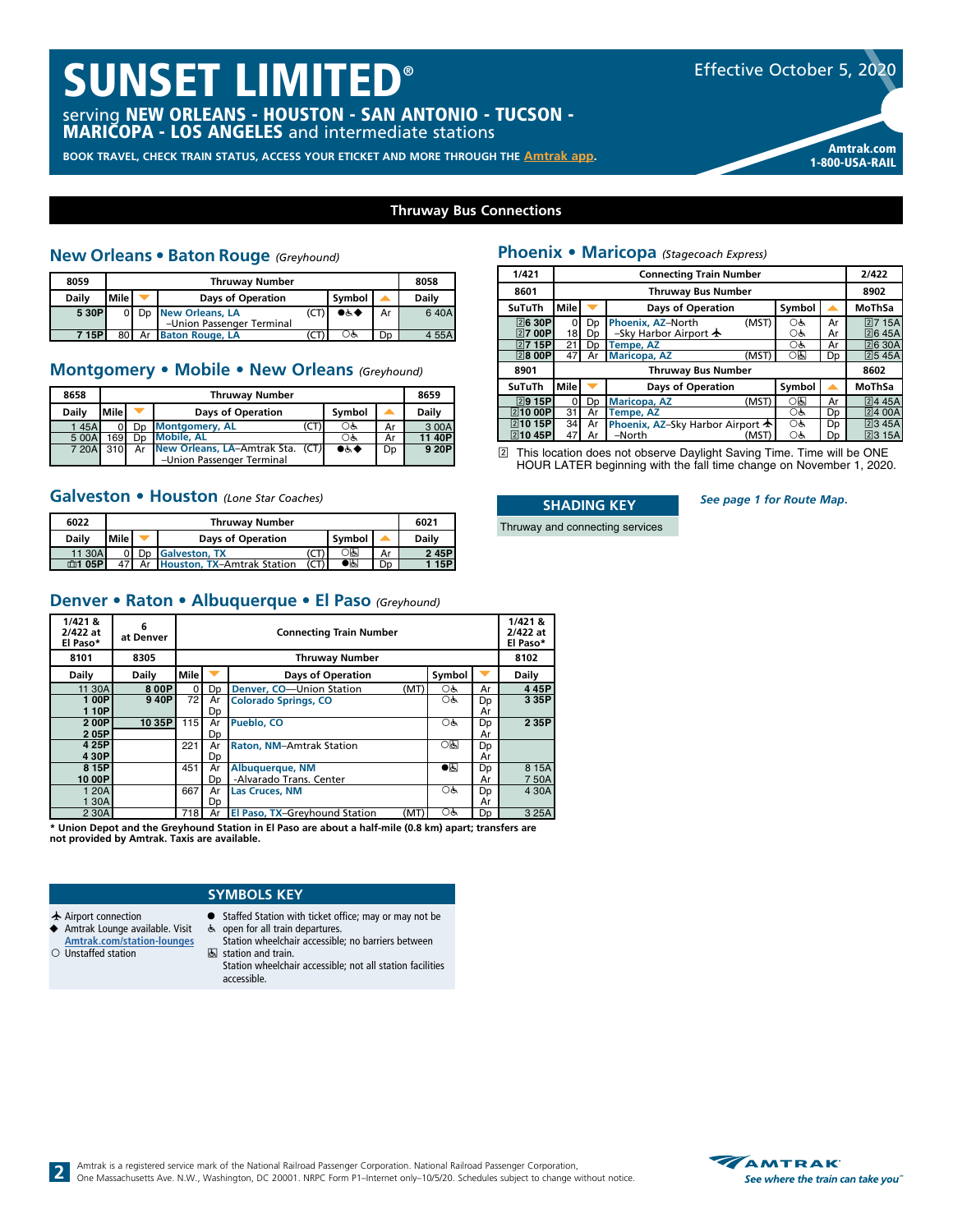# SUNSET LIMITED®

serving **NEW ORLEANS - HOUSTON - SAN ANTONIO - TUCSON - MARICOPA - LOS ANGELES** and intermediate stations

**BOOK TRAVEL, CHECK TRAIN STATUS, ACCESS YOUR ETICKET AND MORE THROUGH THE Amtrak app.**

Effective October 5, 2020

**Amtrak.com**
**1-800-USA-RAIL**

## Thruway Bus Connections

### New Orleans • Baton Rouge *(Greyhound)*

| 8059 | Thruway Number | | | | | 8058 |
|---|---|---|---|---|---|---|
| Daily | Mile | ▼ | Days of Operation | Symbol | ▲ | Daily |
| **5 30P** | 0 | Dp | New Orleans, LA –Union Passenger Terminal (CT) | ●♿◆ | Ar | 6 40A |
| **7 15P** | 80 | Ar | Baton Rouge, LA (CT) | ○♿ | Dp | 4 55A |

### Montgomery • Mobile • New Orleans *(Greyhound)*

| 8658 | Thruway Number | | | | | 8659 |
|---|---|---|---|---|---|---|
| Daily | Mile | ▼ | Days of Operation | Symbol | ▲ | Daily |
| 1 45A | 0 | Dp | Montgomery, AL (CT) | ○♿ | Ar | 3 00A |
| 5 00A | 169 | Dp | Mobile, AL | ○♿ | Ar | **11 40P** |
| 7 20A | 310 | Ar | New Orleans, LA–Amtrak Sta. –Union Passenger Terminal (CT) | ●♿◆ | Dp | **9 20P** |

### Galveston • Houston *(Lone Star Coaches)*

| 6022 | Thruway Number | | | | | 6021 |
|---|---|---|---|---|---|---|
| Daily | Mile | ▼ | Days of Operation | Symbol | ▲ | Daily |
| 11 30A | 0 | Dp | Galveston, TX (CT) | ○♿ | Ar | **2 45P** |
| 1 05P | 47 | Ar | Houston, TX–Amtrak Station (CT) | ●♿ | Dp | **1 15P** |

### Phoenix • Maricopa *(Stagecoach Express)*

| 1/421 | Connecting Train Number | | | | | 2/422 |
|---|---|---|---|---|---|---|
| 8601 | Thruway Bus Number | | | | | 8902 |
| SuTuTh | Mile | ▼ | Days of Operation | Symbol | ▲ | MoThSa |
| 2 **6 30P** | 0 | Dp | Phoenix, AZ–North –Sky Harbor Airport ✈ (MST) | ○♿ | Ar | 2 7 15A |
| 2 **7 00P** | 18 | Dp | | ○♿ | Ar | 2 6 45A |
| 2 **7 15P** | 21 | Dp | Tempe, AZ | ○♿ | Ar | 2 6 30A |
| 2 **8 00P** | 47 | Ar | Maricopa, AZ (MST) | ○♿ | Dp | 2 5 45A |
| 8901 | Thruway Bus Number | | | | | 8602 |
| SuTuTh | Mile | ▼ | Days of Operation | Symbol | ▲ | MoThSa |
| 2 **9 15P** | 0 | Dp | Maricopa, AZ (MST) | ○♿ | Ar | 2 4 45A |
| 2 **10 00P** | 31 | Ar | Tempe, AZ | ○♿ | Dp | 2 4 00A |
| 2 **10 15P** | 34 | Ar | Phoenix, AZ–Sky Harbor Airport ✈ | ○♿ | Dp | 2 3 45A |
| 2 **10 45P** | 47 | Ar | –North (MST) | ○♿ | Dp | 2 3 15A |

2 This location does not observe Daylight Saving Time. Time will be ONE HOUR LATER beginning with the fall time change on November 1, 2020.

**SHADING KEY**

Thruway and connecting services

***See page 1 for Route Map.***

### Denver • Raton • Albuquerque • El Paso *(Greyhound)*

| 1/421 & 2/422 at El Paso* | 6 at Denver | Connecting Train Number | | | | | 1/421 & 2/422 at El Paso* |
|---|---|---|---|---|---|---|---|
| 8101 | 8305 | Thruway Number | | | | | 8102 |
| Daily | Daily | Mile | ▼ | Days of Operation | Symbol | ▲ | Daily |
| 11 30A | **8 00P** | 0 | Dp | Denver, CO—Union Station (MT) | ○♿ | Ar | **4 45P** |
| **1 00P** / **1 10P** | **9 40P** | 72 | Ar / Dp | Colorado Springs, CO | ○♿ | Dp / Ar | **3 35P** |
| **2 00P** / **2 05P** | **10 35P** | 115 | Ar / Dp | Pueblo, CO | ○♿ | Dp / Ar | **2 35P** |
| **4 25P** / **4 30P** | | 221 | Ar / Dp | Raton, NM–Amtrak Station | ○♿ | Dp / Ar | |
| **8 15P** / **10 00P** | | 451 | Ar / Dp | Albuquerque, NM -Alvarado Trans. Center | ●♿ | Dp / Ar | 8 15A / 7 50A |
| 1 20A / 1 30A | | 667 | Ar / Dp | Las Cruces, NM | ○♿ | Dp / Ar | 4 30A |
| 2 30A | | 718 | Ar | El Paso, TX–Greyhound Station (MT) | ○♿ | Dp | 3 25A |

**\* Union Depot and the Greyhound Station in El Paso are about a half-mile (0.8 km) apart; transfers are not provided by Amtrak. Taxis are available.**

### SYMBOLS KEY

- ✈ Airport connection
- ◆ Amtrak Lounge available. Visit Amtrak.com/station-lounges
- ○ Unstaffed station
- ● Staffed Station with ticket office; may or may not be open for all train departures.
- ♿ Station wheelchair accessible; no barriers between station and train.
- ♿ Station wheelchair accessible; not all station facilities accessible.

Amtrak is a registered service mark of the National Railroad Passenger Corporation. National Railroad Passenger Corporation, One Massachusetts Ave. N.W., Washington, DC 20001. NRPC Form P1–Internet only–10/5/20. Schedules subject to change without notice.

AMTRAK *See where the train can take you*™